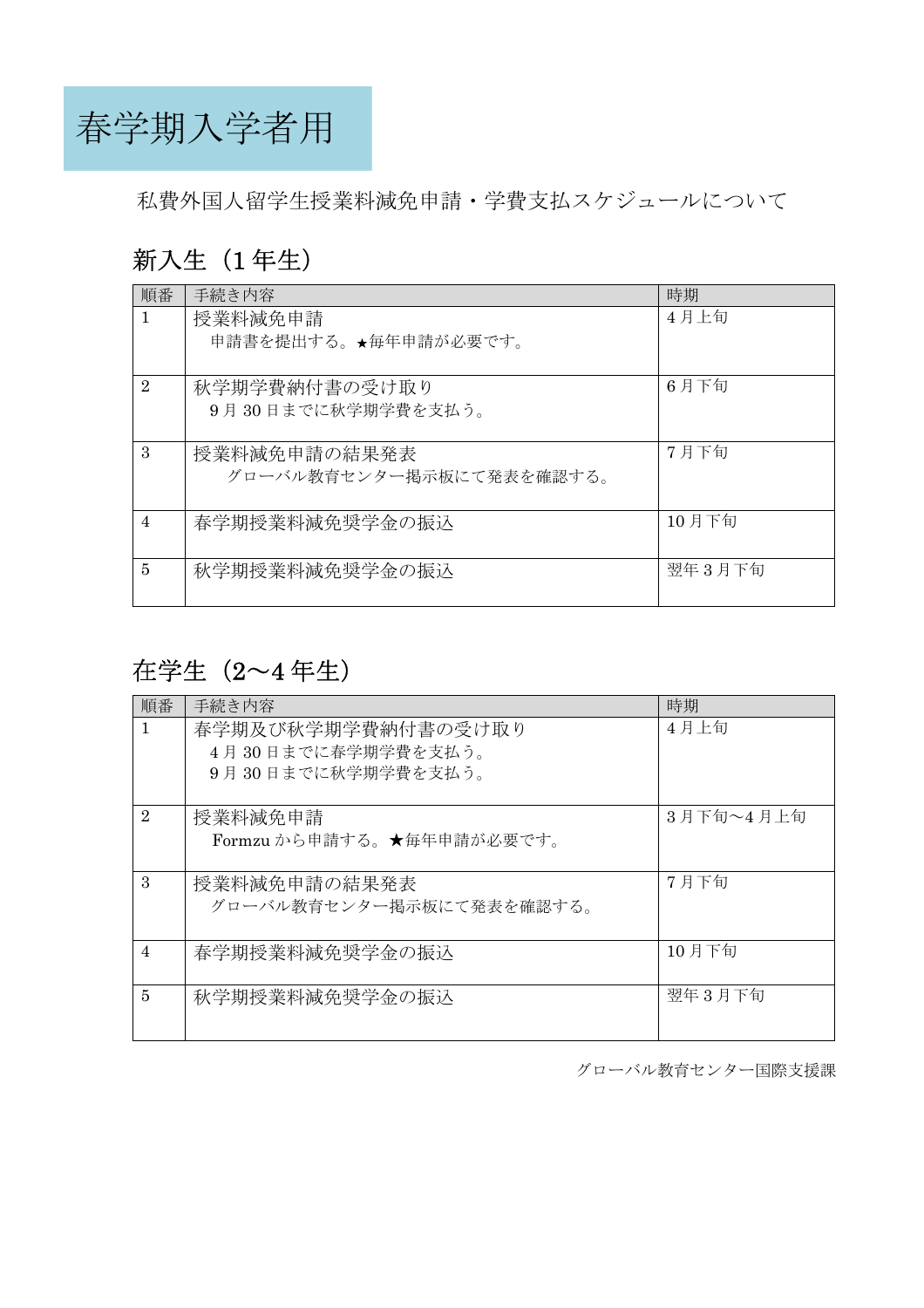# 春学期入学者用

私費外国人留学生授業料減免申請・学費支払スケジュールについて

## 新入生（1 年生）

| 順番 | 手続き内容 | 時期 |
|---|---|---|
| 1 | 授業料減免申請<br>申請書を提出する。★毎年申請が必要です。 | 4 月上旬 |
| 2 | 秋学期学費納付書の受け取り<br>9 月 30 日までに秋学期学費を支払う。 | 6 月下旬 |
| 3 | 授業料減免申請の結果発表<br>グローバル教育センター掲示板にて発表を確認する。 | 7 月下旬 |
| 4 | 春学期授業料減免奨学金の振込 | 10 月下旬 |
| 5 | 秋学期授業料減免奨学金の振込 | 翌年 3 月下旬 |

## 在学生（2～4 年生）

| 順番 | 手続き内容 | 時期 |
|---|---|---|
| 1 | 春学期及び秋学期学費納付書の受け取り<br>4 月 30 日までに春学期学費を支払う。<br>9 月 30 日までに秋学期学費を支払う。 | 4 月上旬 |
| 2 | 授業料減免申請<br>Formzu から申請する。★毎年申請が必要です。 | 3 月下旬～4 月上旬 |
| 3 | 授業料減免申請の結果発表<br>グローバル教育センター掲示板にて発表を確認する。 | 7 月下旬 |
| 4 | 春学期授業料減免奨学金の振込 | 10 月下旬 |
| 5 | 秋学期授業料減免奨学金の振込 | 翌年 3 月下旬 |

グローバル教育センター国際支援課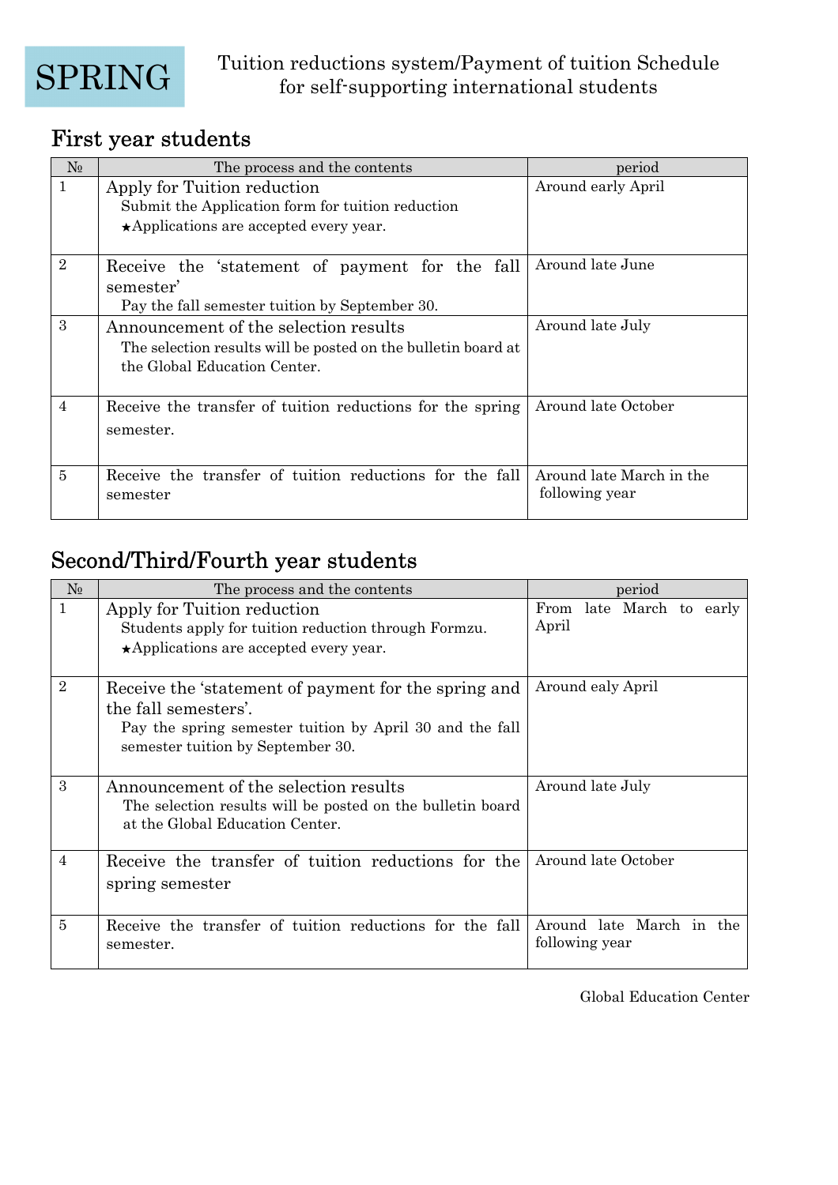SPRING

# Tuition reductions system/Payment of tuition Schedule for self-supporting international students

## First year students

| № | The process and the contents | period |
|---|---|---|
| 1 | Apply for Tuition reduction<br>Submit the Application form for tuition reduction<br>★Applications are accepted every year. | Around early April |
| 2 | Receive the 'statement of payment for the fall semester'<br>Pay the fall semester tuition by September 30. | Around late June |
| 3 | Announcement of the selection results<br>The selection results will be posted on the bulletin board at the Global Education Center. | Around late July |
| 4 | Receive the transfer of tuition reductions for the spring semester. | Around late October |
| 5 | Receive the transfer of tuition reductions for the fall semester | Around late March in the following year |

## Second/Third/Fourth year students

| № | The process and the contents | period |
|---|---|---|
| 1 | Apply for Tuition reduction<br>Students apply for tuition reduction through Formzu.<br>★Applications are accepted every year. | From late March to early April |
| 2 | Receive the 'statement of payment for the spring and the fall semesters'.<br>Pay the spring semester tuition by April 30 and the fall semester tuition by September 30. | Around ealy April |
| 3 | Announcement of the selection results<br>The selection results will be posted on the bulletin board at the Global Education Center. | Around late July |
| 4 | Receive the transfer of tuition reductions for the spring semester | Around late October |
| 5 | Receive the transfer of tuition reductions for the fall semester. | Around late March in the following year |

Global Education Center